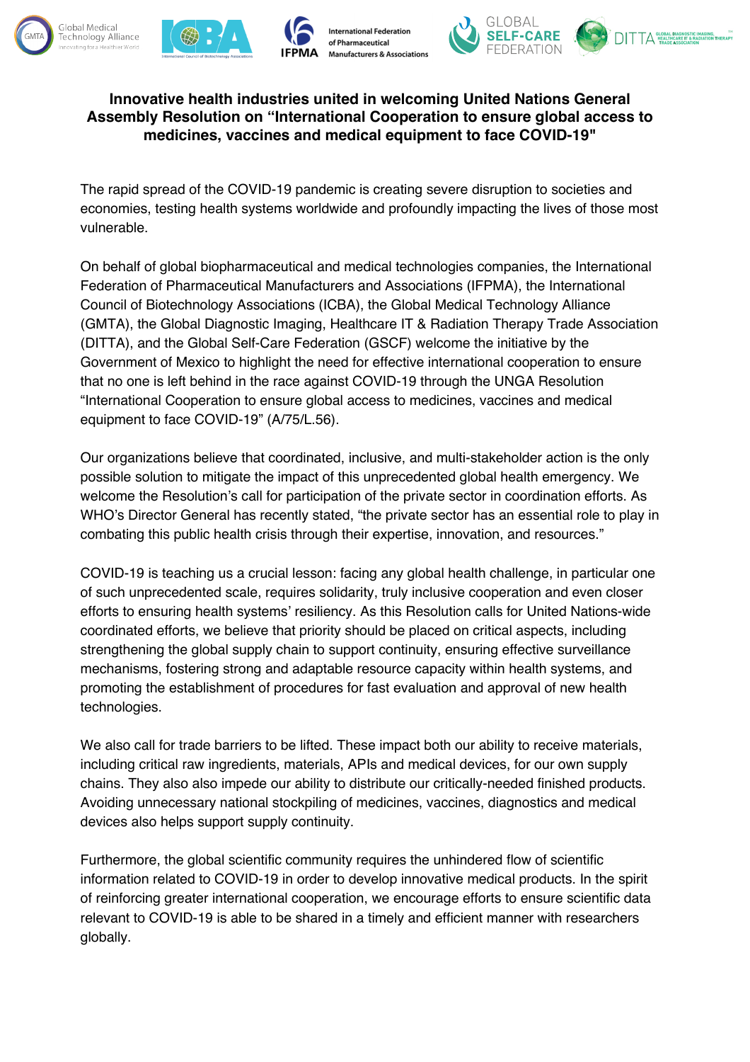# Innovative health industries united in welcoming United Nations General Assembly Resolution on "International Cooperation to ensure global access to medicines, vaccines and medical equipment to face COVID-19"

The rapid spread of the COVID-19 pandemic is creating severe disruption to societies and economies, testing health systems worldwide and profoundly impacting the lives of those most vulnerable.

On behalf of global biopharmaceutical and medical technologies companies, the International Federation of Pharmaceutical Manufacturers and Associations (IFPMA), the International Council of Biotechnology Associations (ICBA), the Global Medical Technology Alliance (GMTA), the Global Diagnostic Imaging, Healthcare IT & Radiation Therapy Trade Association (DITTA), and the Global Self-Care Federation (GSCF) welcome the initiative by the Government of Mexico to highlight the need for effective international cooperation to ensure that no one is left behind in the race against COVID-19 through the UNGA Resolution "International Cooperation to ensure global access to medicines, vaccines and medical equipment to face COVID-19" (A/75/L.56).

Our organizations believe that coordinated, inclusive, and multi-stakeholder action is the only possible solution to mitigate the impact of this unprecedented global health emergency. We welcome the Resolution's call for participation of the private sector in coordination efforts. As WHO's Director General has recently stated, "the private sector has an essential role to play in combating this public health crisis through their expertise, innovation, and resources."

COVID-19 is teaching us a crucial lesson: facing any global health challenge, in particular one of such unprecedented scale, requires solidarity, truly inclusive cooperation and even closer efforts to ensuring health systems' resiliency. As this Resolution calls for United Nations-wide coordinated efforts, we believe that priority should be placed on critical aspects, including strengthening the global supply chain to support continuity, ensuring effective surveillance mechanisms, fostering strong and adaptable resource capacity within health systems, and promoting the establishment of procedures for fast evaluation and approval of new health technologies.

We also call for trade barriers to be lifted. These impact both our ability to receive materials, including critical raw ingredients, materials, APIs and medical devices, for our own supply chains. They also also impede our ability to distribute our critically-needed finished products. Avoiding unnecessary national stockpiling of medicines, vaccines, diagnostics and medical devices also helps support supply continuity.

Furthermore, the global scientific community requires the unhindered flow of scientific information related to COVID-19 in order to develop innovative medical products. In the spirit of reinforcing greater international cooperation, we encourage efforts to ensure scientific data relevant to COVID-19 is able to be shared in a timely and efficient manner with researchers globally.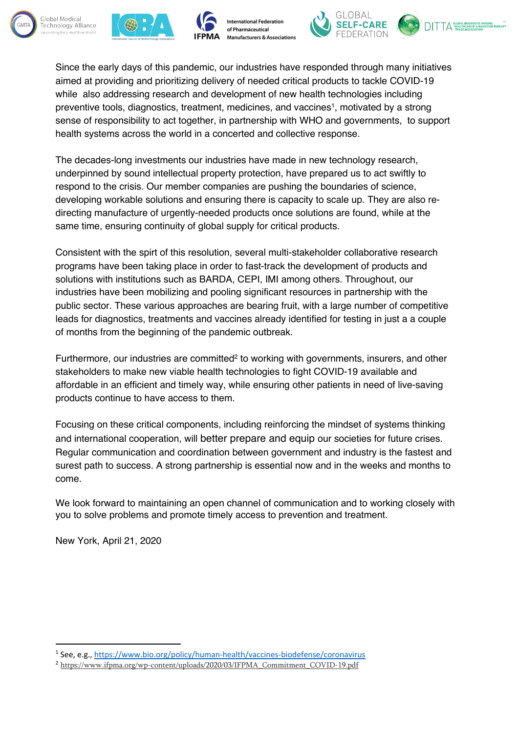Since the early days of this pandemic, our industries have responded through many initiatives aimed at providing and prioritizing delivery of needed critical products to tackle COVID-19 while also addressing research and development of new health technologies including preventive tools, diagnostics, treatment, medicines, and vaccines[1], motivated by a strong sense of responsibility to act together, in partnership with WHO and governments, to support health systems across the world in a concerted and collective response.

The decades-long investments our industries have made in new technology research, underpinned by sound intellectual property protection, have prepared us to act swiftly to respond to the crisis. Our member companies are pushing the boundaries of science, developing workable solutions and ensuring there is capacity to scale up. They are also re-directing manufacture of urgently-needed products once solutions are found, while at the same time, ensuring continuity of global supply for critical products.

Consistent with the spirt of this resolution, several multi-stakeholder collaborative research programs have been taking place in order to fast-track the development of products and solutions with institutions such as BARDA, CEPI, IMI among others. Throughout, our industries have been mobilizing and pooling significant resources in partnership with the public sector. These various approaches are bearing fruit, with a large number of competitive leads for diagnostics, treatments and vaccines already identified for testing in just a a couple of months from the beginning of the pandemic outbreak.

Furthermore, our industries are committed[2] to working with governments, insurers, and other stakeholders to make new viable health technologies to fight COVID-19 available and affordable in an efficient and timely way, while ensuring other patients in need of live-saving products continue to have access to them.

Focusing on these critical components, including reinforcing the mindset of systems thinking and international cooperation, will better prepare and equip our societies for future crises. Regular communication and coordination between government and industry is the fastest and surest path to success. A strong partnership is essential now and in the weeks and months to come.

We look forward to maintaining an open channel of communication and to working closely with you to solve problems and promote timely access to prevention and treatment.

New York, April 21, 2020

---

[1] See, e.g., https://www.bio.org/policy/human-health/vaccines-biodefense/coronavirus

[2] https://www.ifpma.org/wp-content/uploads/2020/03/IFPMA_Commitment_COVID-19.pdf